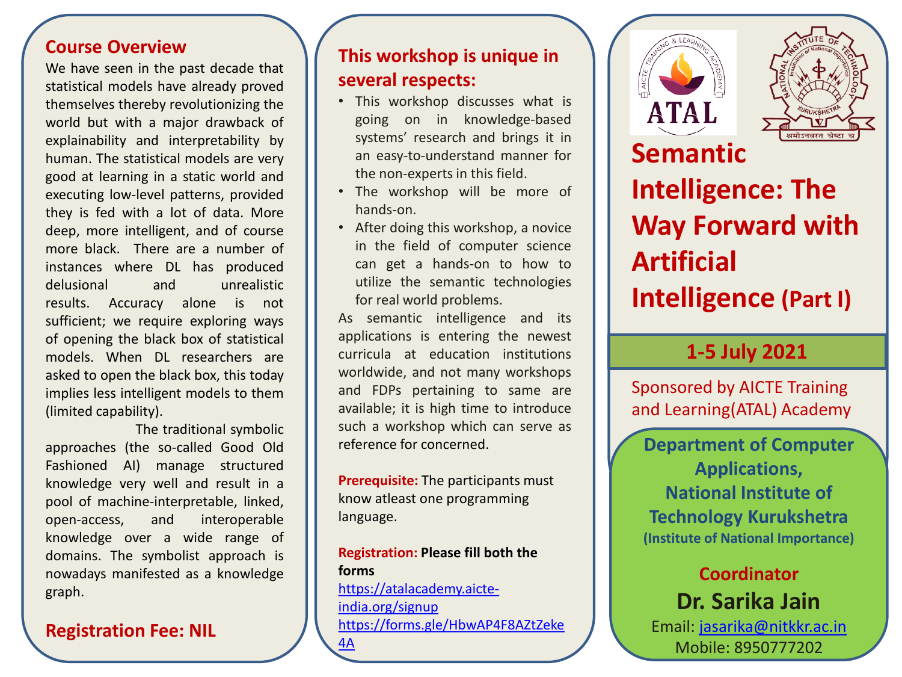## Course Overview

We have seen in the past decade that statistical models have already proved themselves thereby revolutionizing the world but with a major drawback of explainability and interpretability by human. The statistical models are very good at learning in a static world and executing low-level patterns, provided they is fed with a lot of data. More deep, more intelligent, and of course more black. There are a number of instances where DL has produced delusional and unrealistic results. Accuracy alone is not sufficient; we require exploring ways of opening the black box of statistical models. When DL researchers are asked to open the black box, this today implies less intelligent models to them (limited capability).

The traditional symbolic approaches (the so-called Good Old Fashioned AI) manage structured knowledge very well and result in a pool of machine-interpretable, linked, open-access, and interoperable knowledge over a wide range of domains. The symbolist approach is nowadays manifested as a knowledge graph.

## Registration Fee: NIL

## This workshop is unique in several respects:

- This workshop discusses what is going on in knowledge-based systems' research and brings it in an easy-to-understand manner for the non-experts in this field.
- The workshop will be more of hands-on.
- After doing this workshop, a novice in the field of computer science can get a hands-on to how to utilize the semantic technologies for real world problems.

As semantic intelligence and its applications is entering the newest curricula at education institutions worldwide, and not many workshops and FDPs pertaining to same are available; it is high time to introduce such a workshop which can serve as reference for concerned.

**Prerequisite:** The participants must know atleast one programming language.

**Registration: Please fill both the forms**

https://atalacademy.aicte-india.org/signup

https://forms.gle/HbwAP4F8AZtZeke4A

# Semantic Intelligence: The Way Forward with Artificial Intelligence (Part I)

## 1-5 July 2021

Sponsored by AICTE Training and Learning(ATAL) Academy

**Department of Computer Applications, National Institute of Technology Kurukshetra**

**(Institute of National Importance)**

### Coordinator

**Dr. Sarika Jain**

Email: jasarika@nitkkr.ac.in

Mobile: 8950777202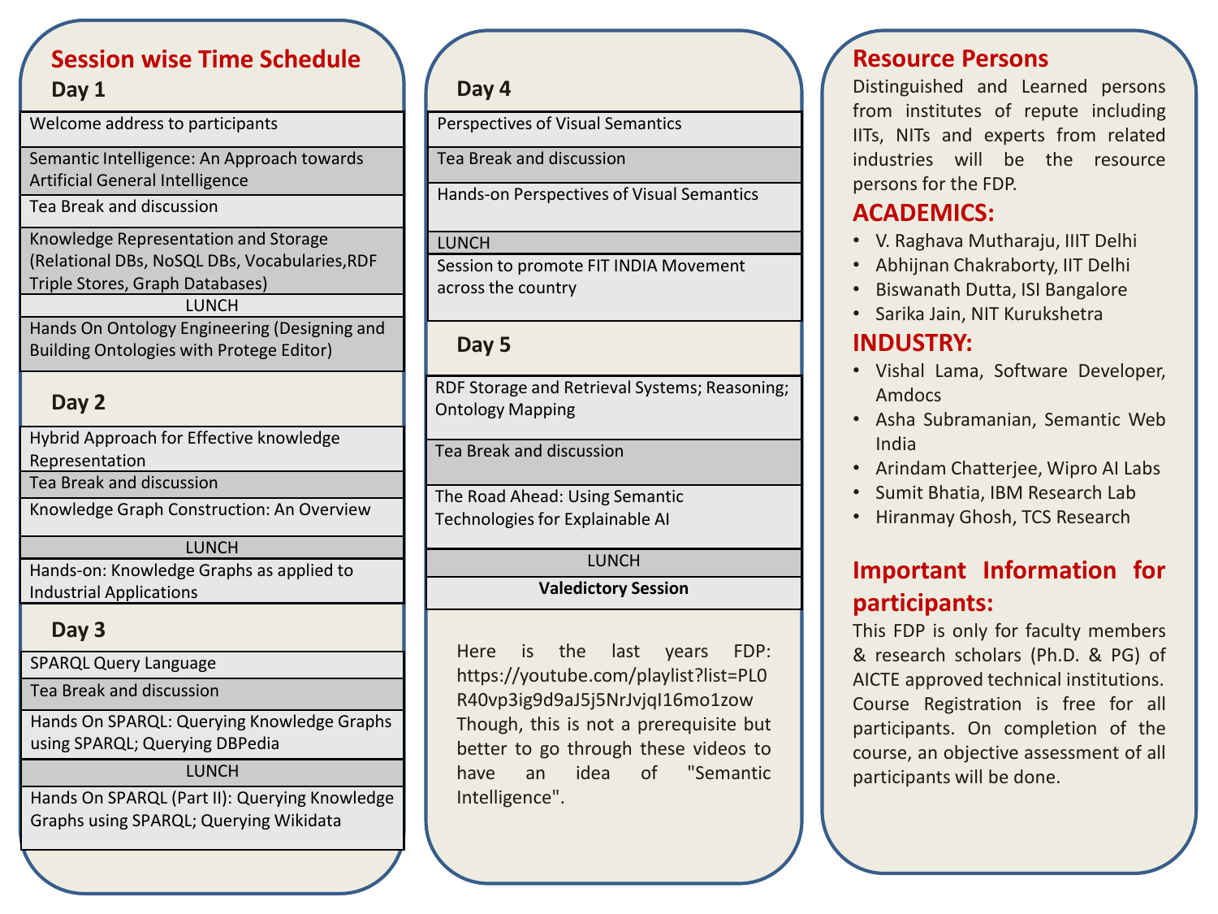## Session wise Time Schedule

### Day 1

| Day 1 |
|---|
| Welcome address to participants |
| Semantic Intelligence: An Approach towards Artificial General Intelligence |
| Tea Break and discussion |
| Knowledge Representation and Storage (Relational DBs, NoSQL DBs, Vocabularies,RDF Triple Stores, Graph Databases) |
| LUNCH |
| Hands On Ontology Engineering (Designing and Building Ontologies with Protege Editor) |

### Day 2

| Day 2 |
|---|
| Hybrid Approach for Effective knowledge Representation |
| Tea Break and discussion |
| Knowledge Graph Construction: An Overview |
| LUNCH |
| Hands-on: Knowledge Graphs as applied to Industrial Applications |

### Day 3

| Day 3 |
|---|
| SPARQL Query Language |
| Tea Break and discussion |
| Hands On SPARQL: Querying Knowledge Graphs using SPARQL; Querying DBPedia |
| LUNCH |
| Hands On SPARQL (Part II): Querying Knowledge Graphs using SPARQL; Querying Wikidata |

### Day 4

| Day 4 |
|---|
| Perspectives of Visual Semantics |
| Tea Break and discussion |
| Hands-on Perspectives of Visual Semantics |
| LUNCH |
| Session to promote FIT INDIA Movement across the country |

### Day 5

| Day 5 |
|---|
| RDF Storage and Retrieval Systems; Reasoning; Ontology Mapping |
| Tea Break and discussion |
| The Road Ahead: Using Semantic Technologies for Explainable AI |
| LUNCH |
| **Valedictory Session** |

Here is the last years FDP: https://youtube.com/playlist?list=PL0R40vp3ig9d9aJ5j5NrJvjqI16mo1zow Though, this is not a prerequisite but better to go through these videos to have an idea of "Semantic Intelligence".

## Resource Persons

Distinguished and Learned persons from institutes of repute including IITs, NITs and experts from related industries will be the resource persons for the FDP.

### ACADEMICS:

- V. Raghava Mutharaju, IIIT Delhi
- Abhijnan Chakraborty, IIT Delhi
- Biswanath Dutta, ISI Bangalore
- Sarika Jain, NIT Kurukshetra

### INDUSTRY:

- Vishal Lama, Software Developer, Amdocs
- Asha Subramanian, Semantic Web India
- Arindam Chatterjee, Wipro AI Labs
- Sumit Bhatia, IBM Research Lab
- Hiranmay Ghosh, TCS Research

## Important Information for participants:

This FDP is only for faculty members & research scholars (Ph.D. & PG) of AICTE approved technical institutions. Course Registration is free for all participants. On completion of the course, an objective assessment of all participants will be done.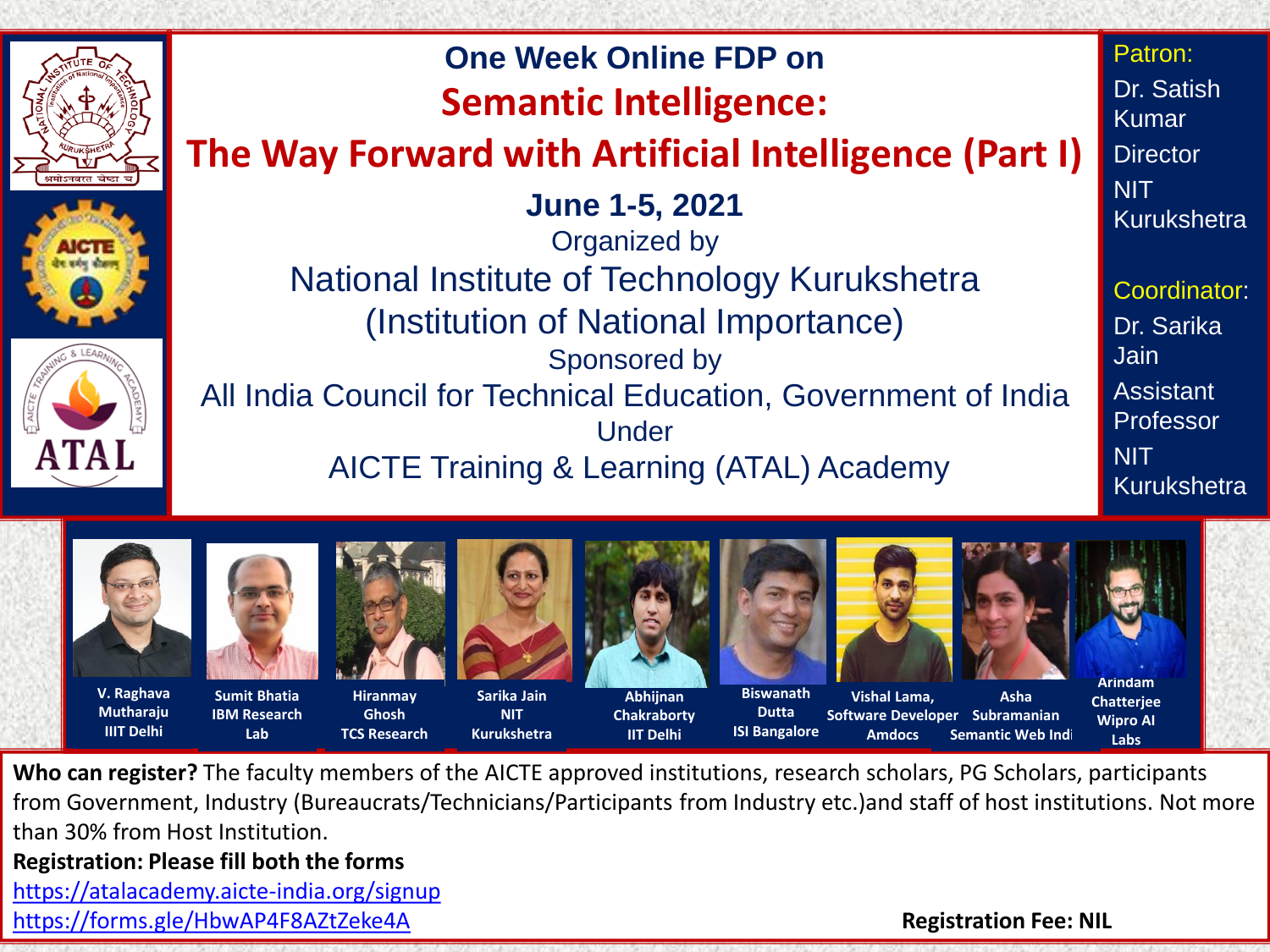# One Week Online FDP on

# Semantic Intelligence: The Way Forward with Artificial Intelligence (Part I)

**June 1-5, 2021**

Organized by

National Institute of Technology Kurukshetra

(Institution of National Importance)

Sponsored by

All India Council for Technical Education, Government of India

Under

AICTE Training & Learning (ATAL) Academy

**Patron:**
Dr. Satish Kumar
Director
NIT Kurukshetra

**Coordinator:**
Dr. Sarika Jain
Assistant Professor
NIT Kurukshetra

V. Raghava Mutharaju, IIIT Delhi

Sumit Bhatia, IBM Research Lab

Hiranmay Ghosh, TCS Research

Sarika Jain, NIT Kurukshetra

Abhijnan Chakraborty, IIT Delhi

Biswanath Dutta, ISI Bangalore

Vishal Lama, Software Developer, Amdocs

Asha Subramanian, Semantic Web Indi

Arindam Chatterjee, Wipro AI Labs

**Who can register?** The faculty members of the AICTE approved institutions, research scholars, PG Scholars, participants from Government, Industry (Bureaucrats/Technicians/Participants from Industry etc.)and staff of host institutions. Not more than 30% from Host Institution.

**Registration: Please fill both the forms**

https://atalacademy.aicte-india.org/signup

https://forms.gle/HbwAP4F8AZtZeke4A

**Registration Fee: NIL**